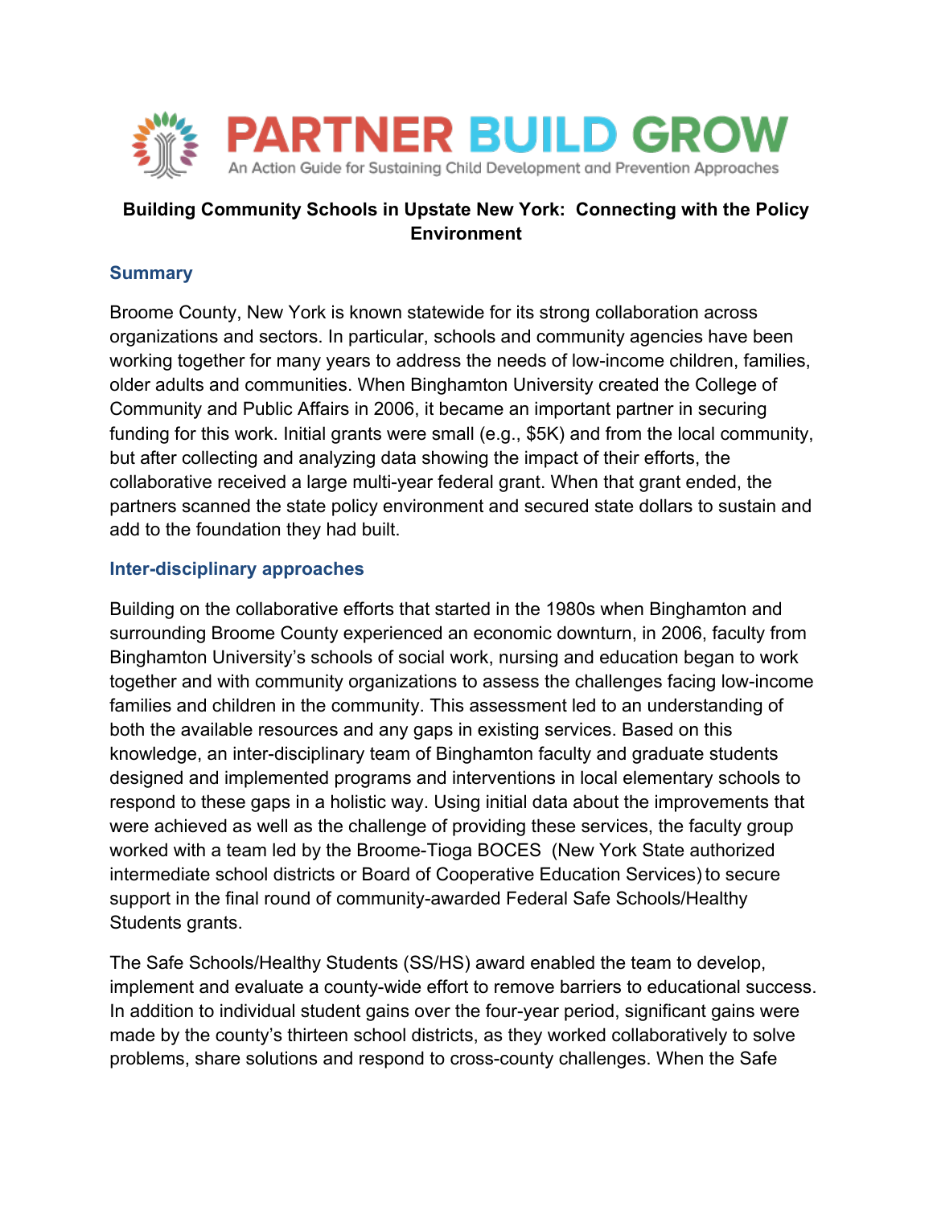# PARTNER BUILD GROW

An Action Guide for Sustaining Child Development and Prevention Approaches

**Building Community Schools in Upstate New York: Connecting with the Policy Environment**

## Summary

Broome County, New York is known statewide for its strong collaboration across organizations and sectors. In particular, schools and community agencies have been working together for many years to address the needs of low-income children, families, older adults and communities. When Binghamton University created the College of Community and Public Affairs in 2006, it became an important partner in securing funding for this work. Initial grants were small (e.g., $5K) and from the local community, but after collecting and analyzing data showing the impact of their efforts, the collaborative received a large multi-year federal grant. When that grant ended, the partners scanned the state policy environment and secured state dollars to sustain and add to the foundation they had built.

## Inter-disciplinary approaches

Building on the collaborative efforts that started in the 1980s when Binghamton and surrounding Broome County experienced an economic downturn, in 2006, faculty from Binghamton University's schools of social work, nursing and education began to work together and with community organizations to assess the challenges facing low-income families and children in the community. This assessment led to an understanding of both the available resources and any gaps in existing services. Based on this knowledge, an inter-disciplinary team of Binghamton faculty and graduate students designed and implemented programs and interventions in local elementary schools to respond to these gaps in a holistic way. Using initial data about the improvements that were achieved as well as the challenge of providing these services, the faculty group worked with a team led by the Broome-Tioga BOCES (New York State authorized intermediate school districts or Board of Cooperative Education Services) to secure support in the final round of community-awarded Federal Safe Schools/Healthy Students grants.

The Safe Schools/Healthy Students (SS/HS) award enabled the team to develop, implement and evaluate a county-wide effort to remove barriers to educational success. In addition to individual student gains over the four-year period, significant gains were made by the county's thirteen school districts, as they worked collaboratively to solve problems, share solutions and respond to cross-county challenges. When the Safe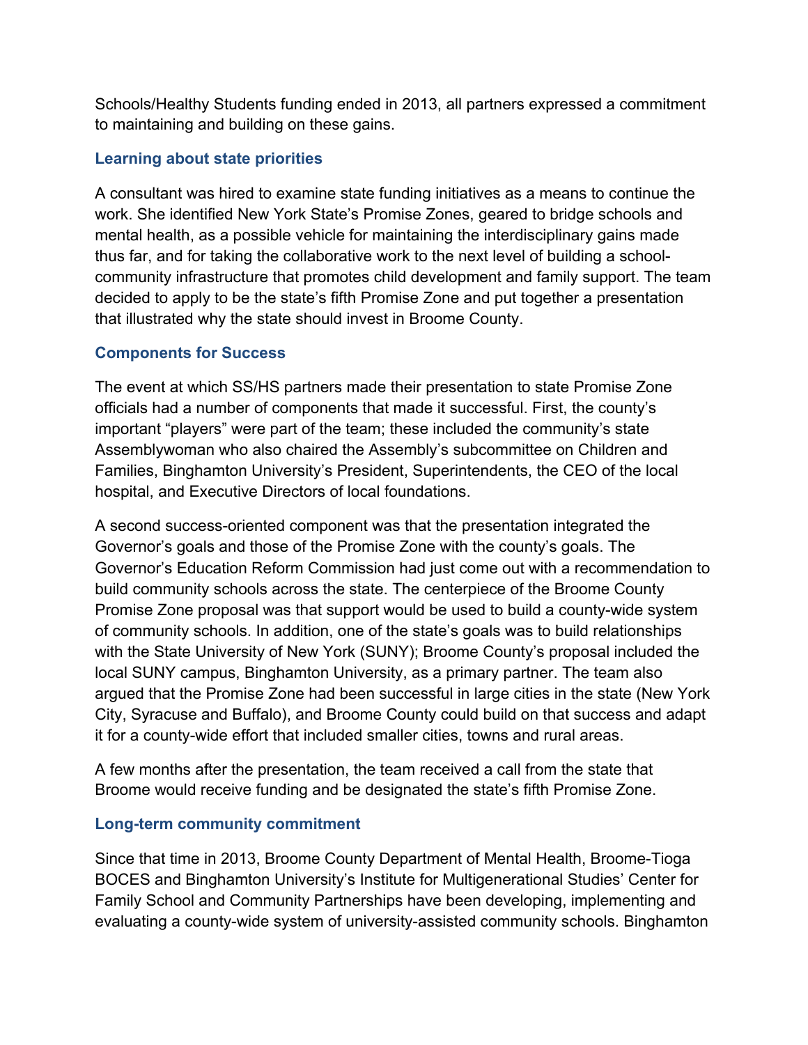Schools/Healthy Students funding ended in 2013, all partners expressed a commitment to maintaining and building on these gains.

### Learning about state priorities

A consultant was hired to examine state funding initiatives as a means to continue the work. She identified New York State's Promise Zones, geared to bridge schools and mental health, as a possible vehicle for maintaining the interdisciplinary gains made thus far, and for taking the collaborative work to the next level of building a school-community infrastructure that promotes child development and family support. The team decided to apply to be the state's fifth Promise Zone and put together a presentation that illustrated why the state should invest in Broome County.

### Components for Success

The event at which SS/HS partners made their presentation to state Promise Zone officials had a number of components that made it successful. First, the county's important "players" were part of the team; these included the community's state Assemblywoman who also chaired the Assembly's subcommittee on Children and Families, Binghamton University's President, Superintendents, the CEO of the local hospital, and Executive Directors of local foundations.

A second success-oriented component was that the presentation integrated the Governor's goals and those of the Promise Zone with the county's goals. The Governor's Education Reform Commission had just come out with a recommendation to build community schools across the state. The centerpiece of the Broome County Promise Zone proposal was that support would be used to build a county-wide system of community schools. In addition, one of the state's goals was to build relationships with the State University of New York (SUNY); Broome County's proposal included the local SUNY campus, Binghamton University, as a primary partner. The team also argued that the Promise Zone had been successful in large cities in the state (New York City, Syracuse and Buffalo), and Broome County could build on that success and adapt it for a county-wide effort that included smaller cities, towns and rural areas.

A few months after the presentation, the team received a call from the state that Broome would receive funding and be designated the state's fifth Promise Zone.

### Long-term community commitment

Since that time in 2013, Broome County Department of Mental Health, Broome-Tioga BOCES and Binghamton University's Institute for Multigenerational Studies' Center for Family School and Community Partnerships have been developing, implementing and evaluating a county-wide system of university-assisted community schools. Binghamton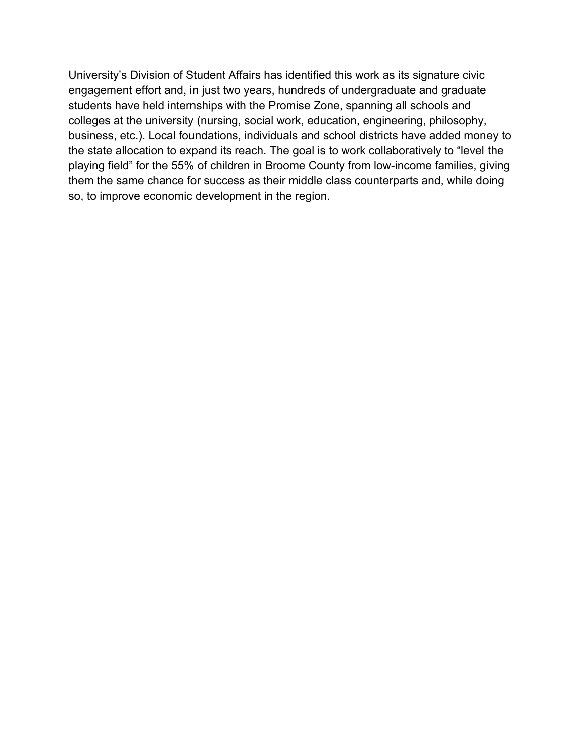University's Division of Student Affairs has identified this work as its signature civic engagement effort and, in just two years, hundreds of undergraduate and graduate students have held internships with the Promise Zone, spanning all schools and colleges at the university (nursing, social work, education, engineering, philosophy, business, etc.). Local foundations, individuals and school districts have added money to the state allocation to expand its reach. The goal is to work collaboratively to "level the playing field" for the 55% of children in Broome County from low-income families, giving them the same chance for success as their middle class counterparts and, while doing so, to improve economic development in the region.